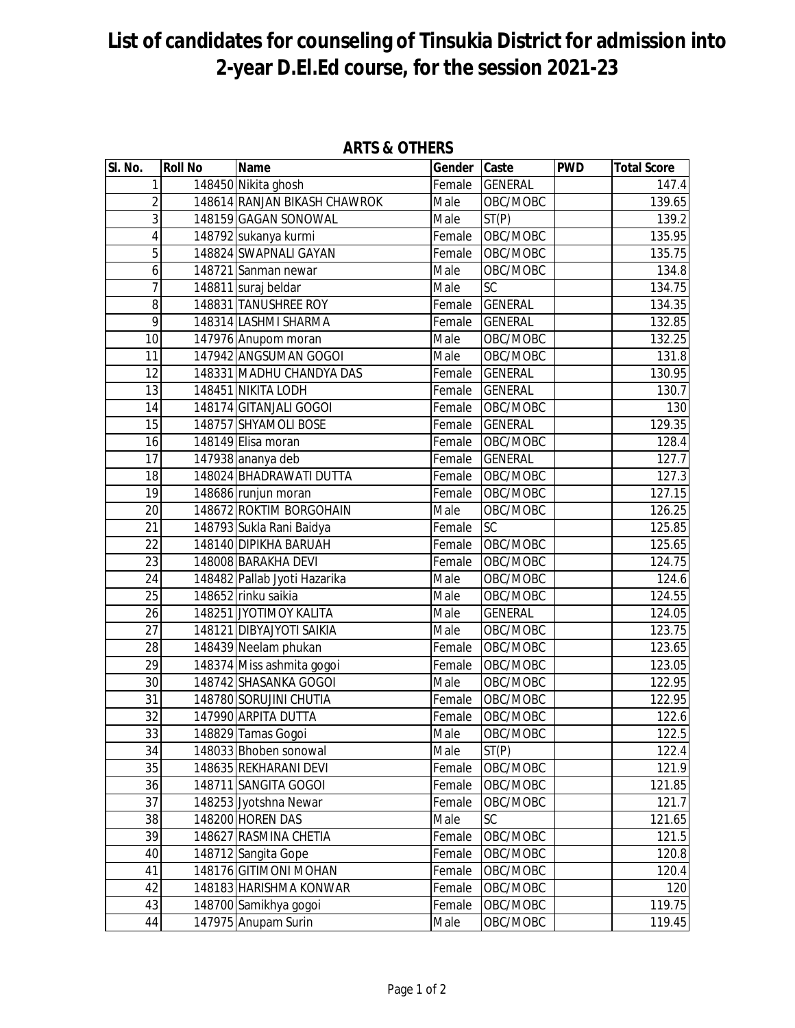# List of candidates for counseling of Tinsukia District for admission into 2-year D.El.Ed course, for the session 2021-23

## ARTS & OTHERS

| Sl. No. | Roll No | Name | Gender | Caste | PWD | Total Score |
|---|---|---|---|---|---|---|
| 1 | 148450 | Nikita ghosh | Female | GENERAL | | 147.4 |
| 2 | 148614 | RANJAN BIKASH CHAWROK | Male | OBC/MOBC | | 139.65 |
| 3 | 148159 | GAGAN SONOWAL | Male | ST(P) | | 139.2 |
| 4 | 148792 | sukanya kurmi | Female | OBC/MOBC | | 135.95 |
| 5 | 148824 | SWAPNALI GAYAN | Female | OBC/MOBC | | 135.75 |
| 6 | 148721 | Sanman newar | Male | OBC/MOBC | | 134.8 |
| 7 | 148811 | suraj beldar | Male | SC | | 134.75 |
| 8 | 148831 | TANUSHREE ROY | Female | GENERAL | | 134.35 |
| 9 | 148314 | LASHMI SHARMA | Female | GENERAL | | 132.85 |
| 10 | 147976 | Anupom moran | Male | OBC/MOBC | | 132.25 |
| 11 | 147942 | ANGSUMAN GOGOI | Male | OBC/MOBC | | 131.8 |
| 12 | 148331 | MADHU CHANDYA DAS | Female | GENERAL | | 130.95 |
| 13 | 148451 | NIKITA LODH | Female | GENERAL | | 130.7 |
| 14 | 148174 | GITANJALI GOGOI | Female | OBC/MOBC | | 130 |
| 15 | 148757 | SHYAMOLI BOSE | Female | GENERAL | | 129.35 |
| 16 | 148149 | Elisa moran | Female | OBC/MOBC | | 128.4 |
| 17 | 147938 | ananya deb | Female | GENERAL | | 127.7 |
| 18 | 148024 | BHADRAWATI DUTTA | Female | OBC/MOBC | | 127.3 |
| 19 | 148686 | runjun moran | Female | OBC/MOBC | | 127.15 |
| 20 | 148672 | ROKTIM BORGOHAIN | Male | OBC/MOBC | | 126.25 |
| 21 | 148793 | Sukla Rani Baidya | Female | SC | | 125.85 |
| 22 | 148140 | DIPIKHA BARUAH | Female | OBC/MOBC | | 125.65 |
| 23 | 148008 | BARAKHA DEVI | Female | OBC/MOBC | | 124.75 |
| 24 | 148482 | Pallab Jyoti Hazarika | Male | OBC/MOBC | | 124.6 |
| 25 | 148652 | rinku saikia | Male | OBC/MOBC | | 124.55 |
| 26 | 148251 | JYOTIMOY KALITA | Male | GENERAL | | 124.05 |
| 27 | 148121 | DIBYAJYOTI SAIKIA | Male | OBC/MOBC | | 123.75 |
| 28 | 148439 | Neelam phukan | Female | OBC/MOBC | | 123.65 |
| 29 | 148374 | Miss ashmita gogoi | Female | OBC/MOBC | | 123.05 |
| 30 | 148742 | SHASANKA GOGOI | Male | OBC/MOBC | | 122.95 |
| 31 | 148780 | SORUJINI CHUTIA | Female | OBC/MOBC | | 122.95 |
| 32 | 147990 | ARPITA DUTTA | Female | OBC/MOBC | | 122.6 |
| 33 | 148829 | Tamas Gogoi | Male | OBC/MOBC | | 122.5 |
| 34 | 148033 | Bhoben sonowal | Male | ST(P) | | 122.4 |
| 35 | 148635 | REKHARANI DEVI | Female | OBC/MOBC | | 121.9 |
| 36 | 148711 | SANGITA GOGOI | Female | OBC/MOBC | | 121.85 |
| 37 | 148253 | Jyotshna Newar | Female | OBC/MOBC | | 121.7 |
| 38 | 148200 | HOREN DAS | Male | SC | | 121.65 |
| 39 | 148627 | RASMINA CHETIA | Female | OBC/MOBC | | 121.5 |
| 40 | 148712 | Sangita Gope | Female | OBC/MOBC | | 120.8 |
| 41 | 148176 | GITIMONI MOHAN | Female | OBC/MOBC | | 120.4 |
| 42 | 148183 | HARISHMA KONWAR | Female | OBC/MOBC | | 120 |
| 43 | 148700 | Samikhya gogoi | Female | OBC/MOBC | | 119.75 |
| 44 | 147975 | Anupam Surin | Male | OBC/MOBC | | 119.45 |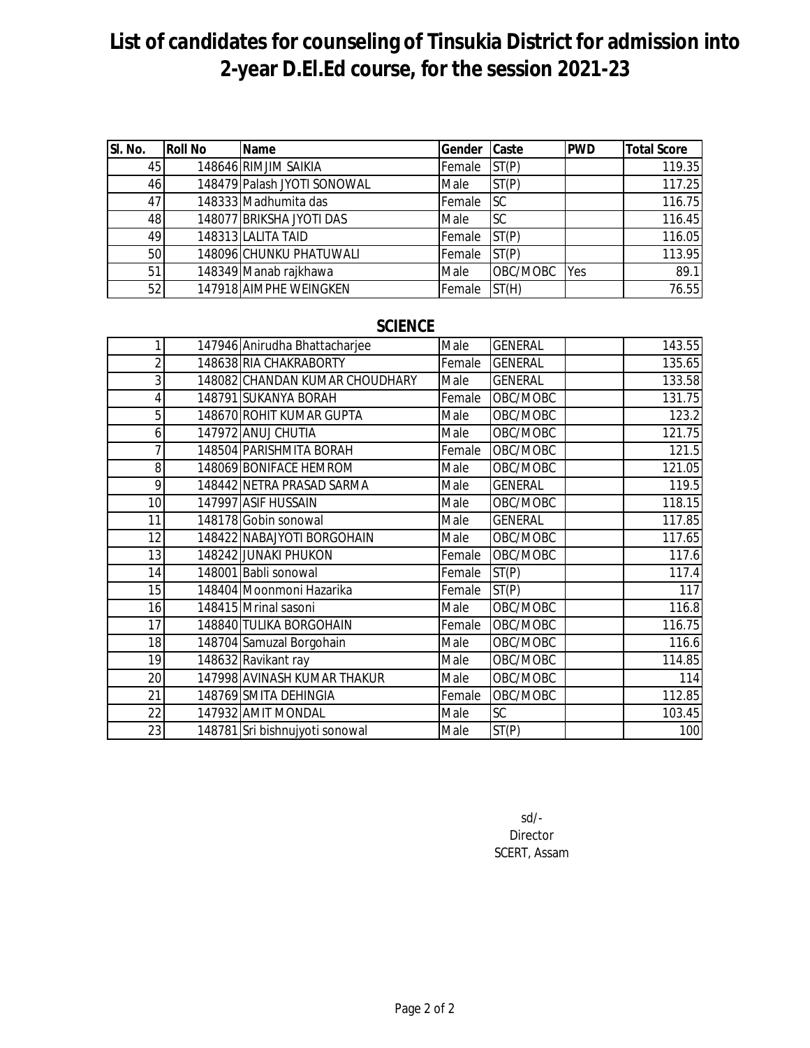# List of candidates for counseling of Tinsukia District for admission into 2-year D.El.Ed course, for the session 2021-23

| Sl. No. | Roll No | Name | Gender | Caste | PWD | Total Score |
|---|---|---|---|---|---|---|
| 45 | 148646 | RIMJIM SAIKIA | Female | ST(P) | | 119.35 |
| 46 | 148479 | Palash JYOTI SONOWAL | Male | ST(P) | | 117.25 |
| 47 | 148333 | Madhumita das | Female | SC | | 116.75 |
| 48 | 148077 | BRIKSHA JYOTI DAS | Male | SC | | 116.45 |
| 49 | 148313 | LALITA TAID | Female | ST(P) | | 116.05 |
| 50 | 148096 | CHUNKU PHATUWALI | Female | ST(P) | | 113.95 |
| 51 | 148349 | Manab rajkhawa | Male | OBC/MOBC | Yes | 89.1 |
| 52 | 147918 | AIMPHE WEINGKEN | Female | ST(H) | | 76.55 |

## SCIENCE

| | | | | | | |
|---|---|---|---|---|---|---|
| 1 | 147946 | Anirudha Bhattacharjee | Male | GENERAL | | 143.55 |
| 2 | 148638 | RIA CHAKRABORTY | Female | GENERAL | | 135.65 |
| 3 | 148082 | CHANDAN KUMAR CHOUDHARY | Male | GENERAL | | 133.58 |
| 4 | 148791 | SUKANYA BORAH | Female | OBC/MOBC | | 131.75 |
| 5 | 148670 | ROHIT KUMAR GUPTA | Male | OBC/MOBC | | 123.2 |
| 6 | 147972 | ANUJ CHUTIA | Male | OBC/MOBC | | 121.75 |
| 7 | 148504 | PARISHMITA BORAH | Female | OBC/MOBC | | 121.5 |
| 8 | 148069 | BONIFACE HEMROM | Male | OBC/MOBC | | 121.05 |
| 9 | 148442 | NETRA PRASAD SARMA | Male | GENERAL | | 119.5 |
| 10 | 147997 | ASIF HUSSAIN | Male | OBC/MOBC | | 118.15 |
| 11 | 148178 | Gobin sonowal | Male | GENERAL | | 117.85 |
| 12 | 148422 | NABAJYOTI BORGOHAIN | Male | OBC/MOBC | | 117.65 |
| 13 | 148242 | JUNAKI PHUKON | Female | OBC/MOBC | | 117.6 |
| 14 | 148001 | Babli sonowal | Female | ST(P) | | 117.4 |
| 15 | 148404 | Moonmoni Hazarika | Female | ST(P) | | 117 |
| 16 | 148415 | Mrinal sasoni | Male | OBC/MOBC | | 116.8 |
| 17 | 148840 | TULIKA BORGOHAIN | Female | OBC/MOBC | | 116.75 |
| 18 | 148704 | Samuzal Borgohain | Male | OBC/MOBC | | 116.6 |
| 19 | 148632 | Ravikant ray | Male | OBC/MOBC | | 114.85 |
| 20 | 147998 | AVINASH KUMAR THAKUR | Male | OBC/MOBC | | 114 |
| 21 | 148769 | SMITA DEHINGIA | Female | OBC/MOBC | | 112.85 |
| 22 | 147932 | AMIT MONDAL | Male | SC | | 103.45 |
| 23 | 148781 | Sri bishnujyoti sonowal | Male | ST(P) | | 100 |

sd/-
Director
SCERT, Assam